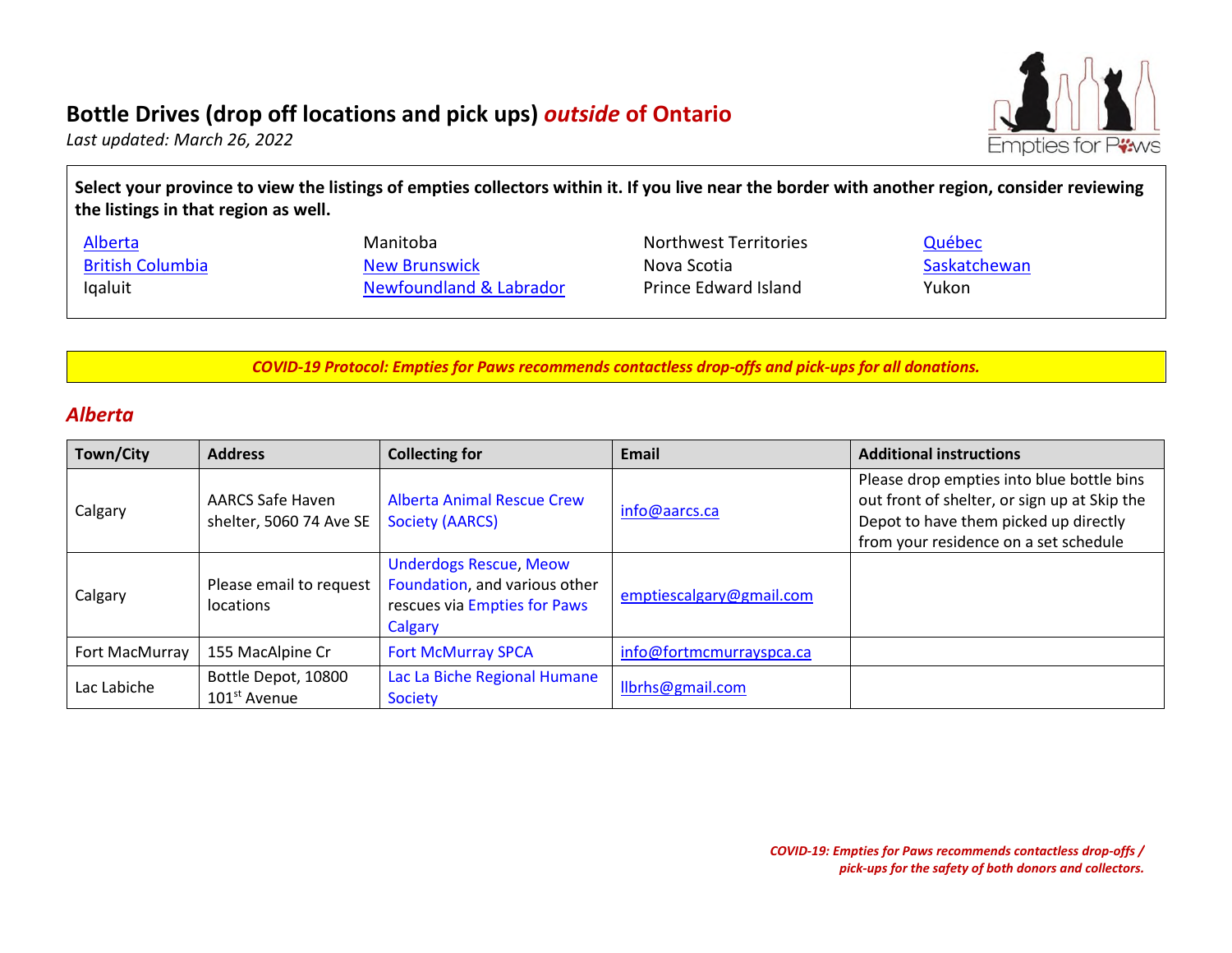# Bottle Drives (drop off locations and pick ups) *outside* of Ontario

*Last updated: March 26, 2022*

**Select your province to view the listings of empties collectors within it. If you live near the border with another region, consider reviewing the listings in that region as well.**

| | | | |
|---|---|---|---|
| Alberta | Manitoba | Northwest Territories | Québec |
| British Columbia | New Brunswick | Nova Scotia | Saskatchewan |
| Iqaluit | Newfoundland & Labrador | Prince Edward Island | Yukon |

***COVID-19 Protocol: Empties for Paws recommends contactless drop-offs and pick-ups for all donations.***

## *Alberta*

| Town/City | Address | Collecting for | Email | Additional instructions |
|---|---|---|---|---|
| Calgary | AARCS Safe Haven shelter, 5060 74 Ave SE | Alberta Animal Rescue Crew Society (AARCS) | info@aarcs.ca | Please drop empties into blue bottle bins out front of shelter, or sign up at Skip the Depot to have them picked up directly from your residence on a set schedule |
| Calgary | Please email to request locations | Underdogs Rescue, Meow Foundation, and various other rescues via Empties for Paws Calgary | emptiescalgary@gmail.com | |
| Fort MacMurray | 155 MacAlpine Cr | Fort McMurray SPCA | info@fortmcmurrayspca.ca | |
| Lac Labiche | Bottle Depot, 10800 101st Avenue | Lac La Biche Regional Humane Society | llbrhs@gmail.com | |

***COVID-19: Empties for Paws recommends contactless drop-offs / pick-ups for the safety of both donors and collectors.***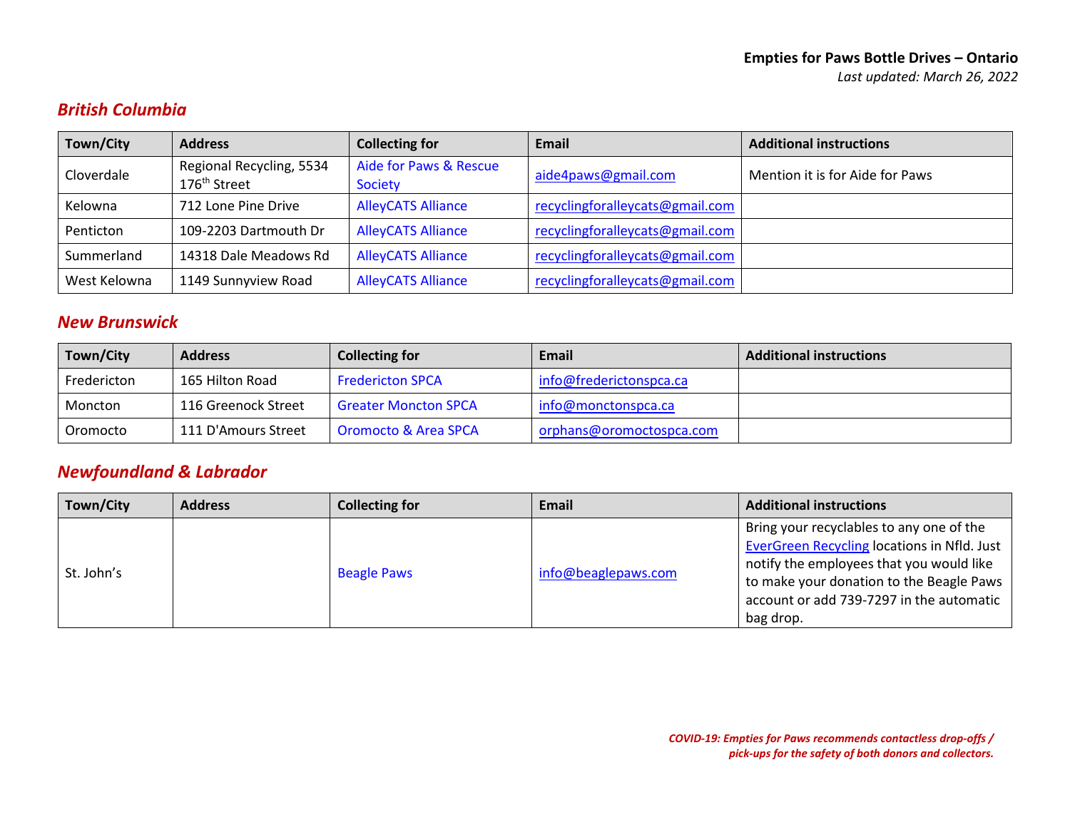**Empies for Paws Bottle Drives – Ontario**
*Last updated: March 26, 2022*

## *British Columbia*

| Town/City | Address | Collecting for | Email | Additional instructions |
|---|---|---|---|---|
| Cloverdale | Regional Recycling, 5534 176th Street | Aide for Paws & Rescue Society | aide4paws@gmail.com | Mention it is for Aide for Paws |
| Kelowna | 712 Lone Pine Drive | AlleyCATS Alliance | recyclingforalleycats@gmail.com | |
| Penticton | 109-2203 Dartmouth Dr | AlleyCATS Alliance | recyclingforalleycats@gmail.com | |
| Summerland | 14318 Dale Meadows Rd | AlleyCATS Alliance | recyclingforalleycats@gmail.com | |
| West Kelowna | 1149 Sunnyview Road | AlleyCATS Alliance | recyclingforalleycats@gmail.com | |

## *New Brunswick*

| Town/City | Address | Collecting for | Email | Additional instructions |
|---|---|---|---|---|
| Fredericton | 165 Hilton Road | Fredericton SPCA | info@frederictonspca.ca | |
| Moncton | 116 Greenock Street | Greater Moncton SPCA | info@monctonspca.ca | |
| Oromocto | 111 D'Amours Street | Oromocto & Area SPCA | orphans@oromoctospca.com | |

## *Newfoundland & Labrador*

| Town/City | Address | Collecting for | Email | Additional instructions |
|---|---|---|---|---|
| St. John's | | Beagle Paws | info@beaglepaws.com | Bring your recyclables to any one of the EverGreen Recycling locations in Nfld. Just notify the employees that you would like to make your donation to the Beagle Paws account or add 739-7297 in the automatic bag drop. |

*COVID-19: Empties for Paws recommends contactless drop-offs / pick-ups for the safety of both donors and collectors.*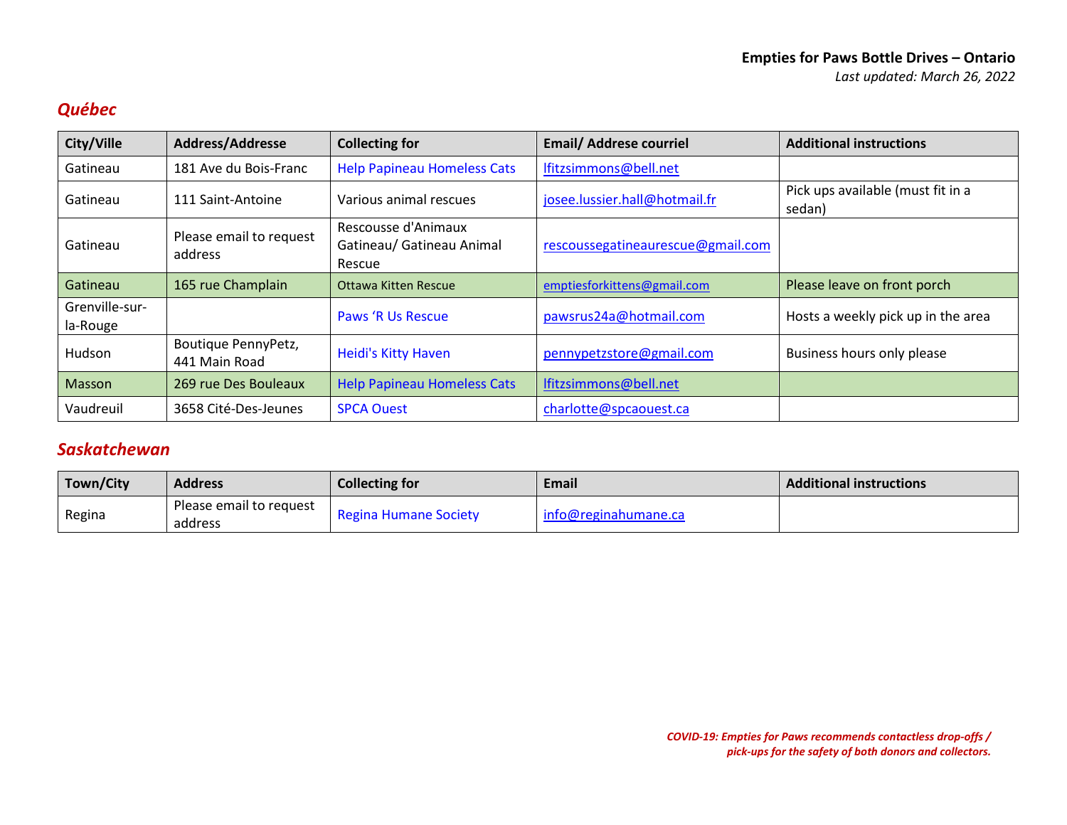## *Québec*

| City/Ville | Address/Addresse | Collecting for | Email/ Addrese courriel | Additional instructions |
|---|---|---|---|---|
| Gatineau | 181 Ave du Bois-Franc | Help Papineau Homeless Cats | lfitzsimmons@bell.net | |
| Gatineau | 111 Saint-Antoine | Various animal rescues | josee.lussier.hall@hotmail.fr | Pick ups available (must fit in a sedan) |
| Gatineau | Please email to request address | Rescousse d'Animaux Gatineau/ Gatineau Animal Rescue | rescoussegatineaurescue@gmail.com | |
| Gatineau | 165 rue Champlain | Ottawa Kitten Rescue | emptiesforkittens@gmail.com | Please leave on front porch |
| Grenville-sur-la-Rouge | | Paws 'R Us Rescue | pawsrus24a@hotmail.com | Hosts a weekly pick up in the area |
| Hudson | Boutique PennyPetz, 441 Main Road | Heidi's Kitty Haven | pennypetzstore@gmail.com | Business hours only please |
| Masson | 269 rue Des Bouleaux | Help Papineau Homeless Cats | lfitzsimmons@bell.net | |
| Vaudreuil | 3658 Cité-Des-Jeunes | SPCA Ouest | charlotte@spcaouest.ca | |

## *Saskatchewan*

| Town/City | Address | Collecting for | Email | Additional instructions |
|---|---|---|---|---|
| Regina | Please email to request address | Regina Humane Society | info@reginahumane.ca | |

***COVID-19: Empties for Paws recommends contactless drop-offs / pick-ups for the safety of both donors and collectors.***